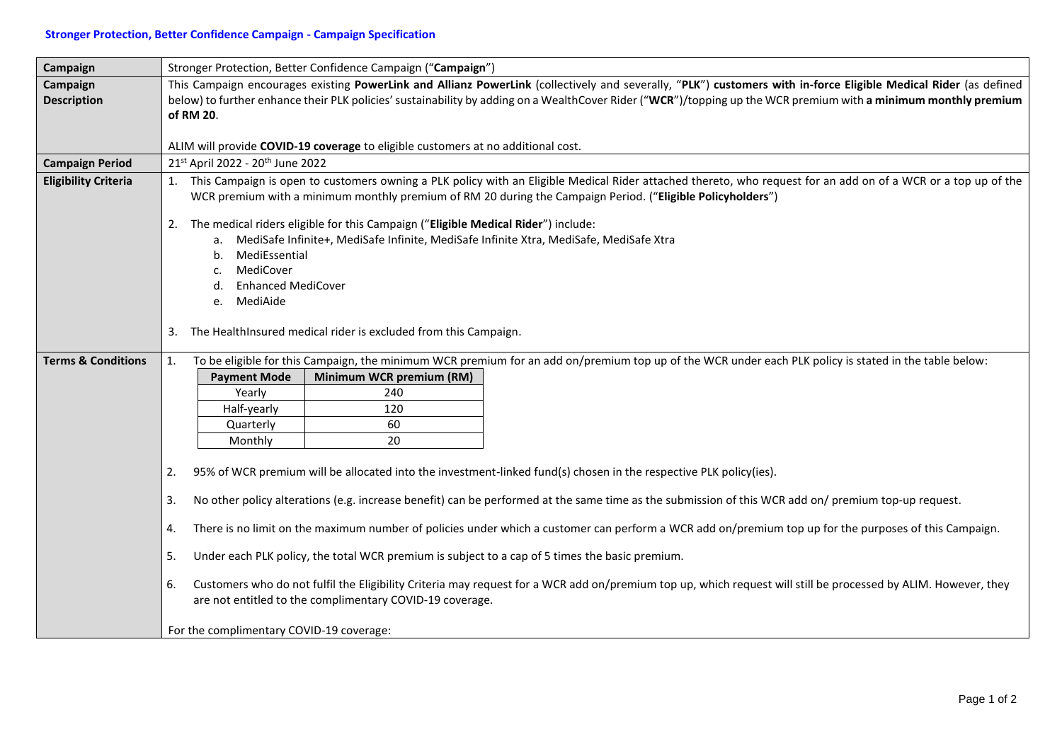# Stronger Protection, Better Confidence Campaign - Campaign Specification

| | |
|---|---|
| **Campaign** | Stronger Protection, Better Confidence Campaign ("**Campaign**") |
| **Campaign Description** | This Campaign encourages existing **PowerLink and Allianz PowerLink** (collectively and severally, "**PLK**") **customers with in-force Eligible Medical Rider** (as defined below) to further enhance their PLK policies' sustainability by adding on a WealthCover Rider ("**WCR**")/topping up the WCR premium with **a minimum monthly premium of RM 20**.<br><br>ALIM will provide **COVID-19 coverage** to eligible customers at no additional cost. |
| **Campaign Period** | 21st April 2022 - 20th June 2022 |
| **Eligibility Criteria** | 1. This Campaign is open to customers owning a PLK policy with an Eligible Medical Rider attached thereto, who request for an add on of a WCR or a top up of the WCR premium with a minimum monthly premium of RM 20 during the Campaign Period. ("**Eligible Policyholders**")<br><br>2. The medical riders eligible for this Campaign ("**Eligible Medical Rider**") include:<br>a. MediSafe Infinite+, MediSafe Infinite, MediSafe Infinite Xtra, MediSafe, MediSafe Xtra<br>b. MediEssential<br>c. MediCover<br>d. Enhanced MediCover<br>e. MediAide<br><br>3. The HealthInsured medical rider is excluded from this Campaign. |
| **Terms & Conditions** | 1. To be eligible for this Campaign, the minimum WCR premium for an add on/premium top up of the WCR under each PLK policy is stated in the table below:<br><br>**Payment Mode** — **Minimum WCR premium (RM)**<br>Yearly — 240<br>Half-yearly — 120<br>Quarterly — 60<br>Monthly — 20<br><br>2. 95% of WCR premium will be allocated into the investment-linked fund(s) chosen in the respective PLK policy(ies).<br><br>3. No other policy alterations (e.g. increase benefit) can be performed at the same time as the submission of this WCR add on/ premium top-up request.<br><br>4. There is no limit on the maximum number of policies under which a customer can perform a WCR add on/premium top up for the purposes of this Campaign.<br><br>5. Under each PLK policy, the total WCR premium is subject to a cap of 5 times the basic premium.<br><br>6. Customers who do not fulfil the Eligibility Criteria may request for a WCR add on/premium top up, which request will still be processed by ALIM. However, they are not entitled to the complimentary COVID-19 coverage.<br><br>For the complimentary COVID-19 coverage: |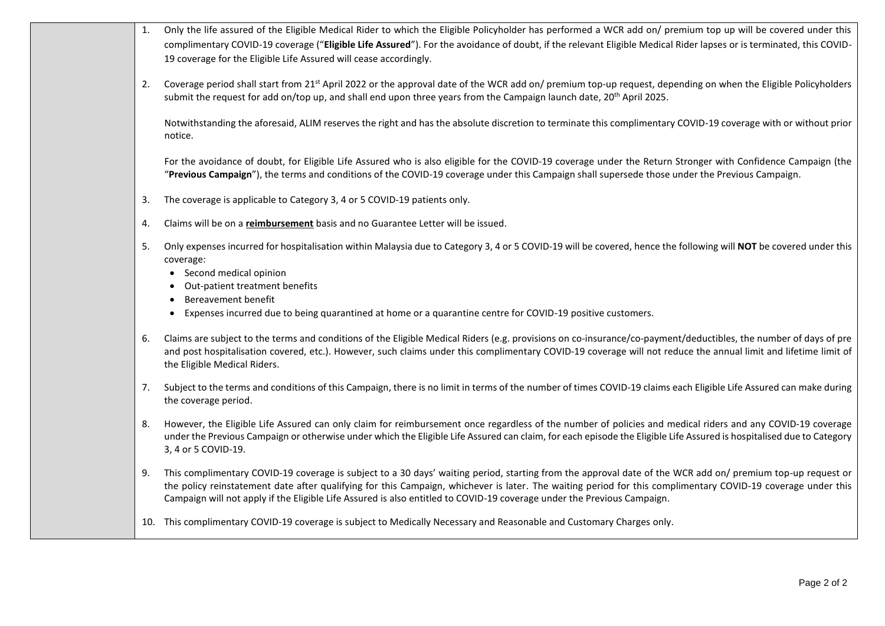1. Only the life assured of the Eligible Medical Rider to which the Eligible Policyholder has performed a WCR add on/ premium top up will be covered under this complimentary COVID-19 coverage ("**Eligible Life Assured**"). For the avoidance of doubt, if the relevant Eligible Medical Rider lapses or is terminated, this COVID-19 coverage for the Eligible Life Assured will cease accordingly.

2. Coverage period shall start from 21st April 2022 or the approval date of the WCR add on/ premium top-up request, depending on when the Eligible Policyholders submit the request for add on/top up, and shall end upon three years from the Campaign launch date, 20th April 2025.

   Notwithstanding the aforesaid, ALIM reserves the right and has the absolute discretion to terminate this complimentary COVID-19 coverage with or without prior notice.

   For the avoidance of doubt, for Eligible Life Assured who is also eligible for the COVID-19 coverage under the Return Stronger with Confidence Campaign (the "**Previous Campaign**"), the terms and conditions of the COVID-19 coverage under this Campaign shall supersede those under the Previous Campaign.

3. The coverage is applicable to Category 3, 4 or 5 COVID-19 patients only.

4. Claims will be on a **reimbursement** basis and no Guarantee Letter will be issued.

5. Only expenses incurred for hospitalisation within Malaysia due to Category 3, 4 or 5 COVID-19 will be covered, hence the following will **NOT** be covered under this coverage:
   - Second medical opinion
   - Out-patient treatment benefits
   - Bereavement benefit
   - Expenses incurred due to being quarantined at home or a quarantine centre for COVID-19 positive customers.

6. Claims are subject to the terms and conditions of the Eligible Medical Riders (e.g. provisions on co-insurance/co-payment/deductibles, the number of days of pre and post hospitalisation covered, etc.). However, such claims under this complimentary COVID-19 coverage will not reduce the annual limit and lifetime limit of the Eligible Medical Riders.

7. Subject to the terms and conditions of this Campaign, there is no limit in terms of the number of times COVID-19 claims each Eligible Life Assured can make during the coverage period.

8. However, the Eligible Life Assured can only claim for reimbursement once regardless of the number of policies and medical riders and any COVID-19 coverage under the Previous Campaign or otherwise under which the Eligible Life Assured can claim, for each episode the Eligible Life Assured is hospitalised due to Category 3, 4 or 5 COVID-19.

9. This complimentary COVID-19 coverage is subject to a 30 days' waiting period, starting from the approval date of the WCR add on/ premium top-up request or the policy reinstatement date after qualifying for this Campaign, whichever is later. The waiting period for this complimentary COVID-19 coverage under this Campaign will not apply if the Eligible Life Assured is also entitled to COVID-19 coverage under the Previous Campaign.

10. This complimentary COVID-19 coverage is subject to Medically Necessary and Reasonable and Customary Charges only.